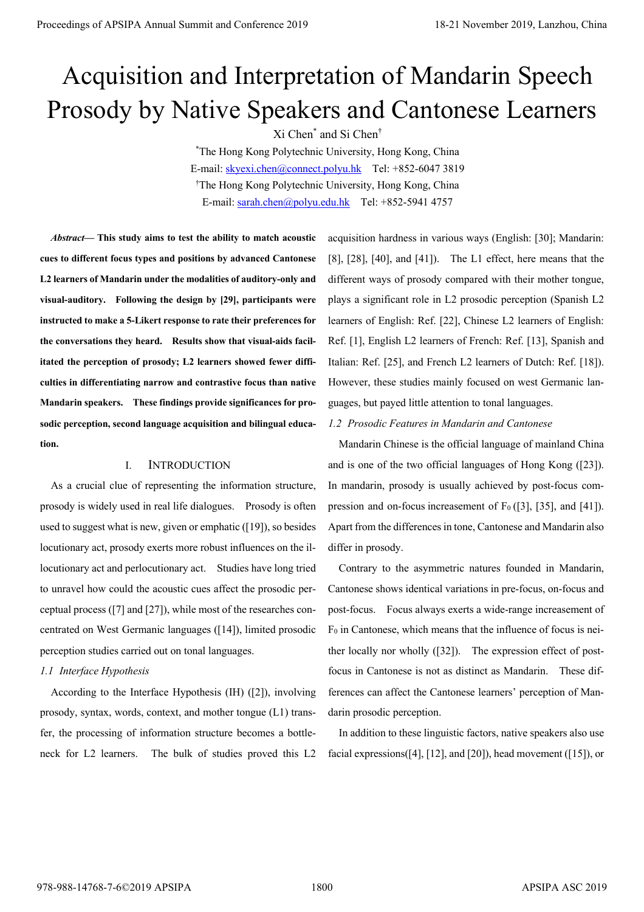# Acquisition and Interpretation of Mandarin Speech Prosody by Native Speakers and Cantonese Learners

Xi Chen* and Si Chen†

*The Hong Kong Polytechnic University, Hong Kong, China
E-mail: skyexi.chen@connect.polyu.hk Tel: +852-6047 3819

†The Hong Kong Polytechnic University, Hong Kong, China
E-mail: sarah.chen@polyu.edu.hk Tel: +852-5941 4757

***Abstract*— This study aims to test the ability to match acoustic cues to different focus types and positions by advanced Cantonese L2 learners of Mandarin under the modalities of auditory-only and visual-auditory. Following the design by [29], participants were instructed to make a 5-Likert response to rate their preferences for the conversations they heard. Results show that visual-aids facilitated the perception of prosody; L2 learners showed fewer difficulties in differentiating narrow and contrastive focus than native Mandarin speakers. These findings provide significances for prosodic perception, second language acquisition and bilingual education.**

## I. Introduction

As a crucial clue of representing the information structure, prosody is widely used in real life dialogues. Prosody is often used to suggest what is new, given or emphatic ([19]), so besides locutionary act, prosody exerts more robust influences on the illocutionary act and perlocutionary act. Studies have long tried to unravel how could the acoustic cues affect the prosodic perceptual process ([7] and [27]), while most of the researches concentrated on West Germanic languages ([14]), limited prosodic perception studies carried out on tonal languages.

### *1.1 Interface Hypothesis*

According to the Interface Hypothesis (IH) ([2]), involving prosody, syntax, words, context, and mother tongue (L1) transfer, the processing of information structure becomes a bottleneck for L2 learners. The bulk of studies proved this L2 acquisition hardness in various ways (English: [30]; Mandarin: [8], [28], [40], and [41]). The L1 effect, here means that the different ways of prosody compared with their mother tongue, plays a significant role in L2 prosodic perception (Spanish L2 learners of English: Ref. [22], Chinese L2 learners of English: Ref. [1], English L2 learners of French: Ref. [13], Spanish and Italian: Ref. [25], and French L2 learners of Dutch: Ref. [18]). However, these studies mainly focused on west Germanic languages, but payed little attention to tonal languages.

### *1.2 Prosodic Features in Mandarin and Cantonese*

Mandarin Chinese is the official language of mainland China and is one of the two official languages of Hong Kong ([23]). In mandarin, prosody is usually achieved by post-focus compression and on-focus increasement of $F_0$ ([3], [35], and [41]). Apart from the differences in tone, Cantonese and Mandarin also differ in prosody.

Contrary to the asymmetric natures founded in Mandarin, Cantonese shows identical variations in pre-focus, on-focus and post-focus. Focus always exerts a wide-range increasement of $F_0$ in Cantonese, which means that the influence of focus is neither locally nor wholly ([32]). The expression effect of post-focus in Cantonese is not as distinct as Mandarin. These differences can affect the Cantonese learners' perception of Mandarin prosodic perception.

In addition to these linguistic factors, native speakers also use facial expressions([4], [12], and [20]), head movement ([15]), or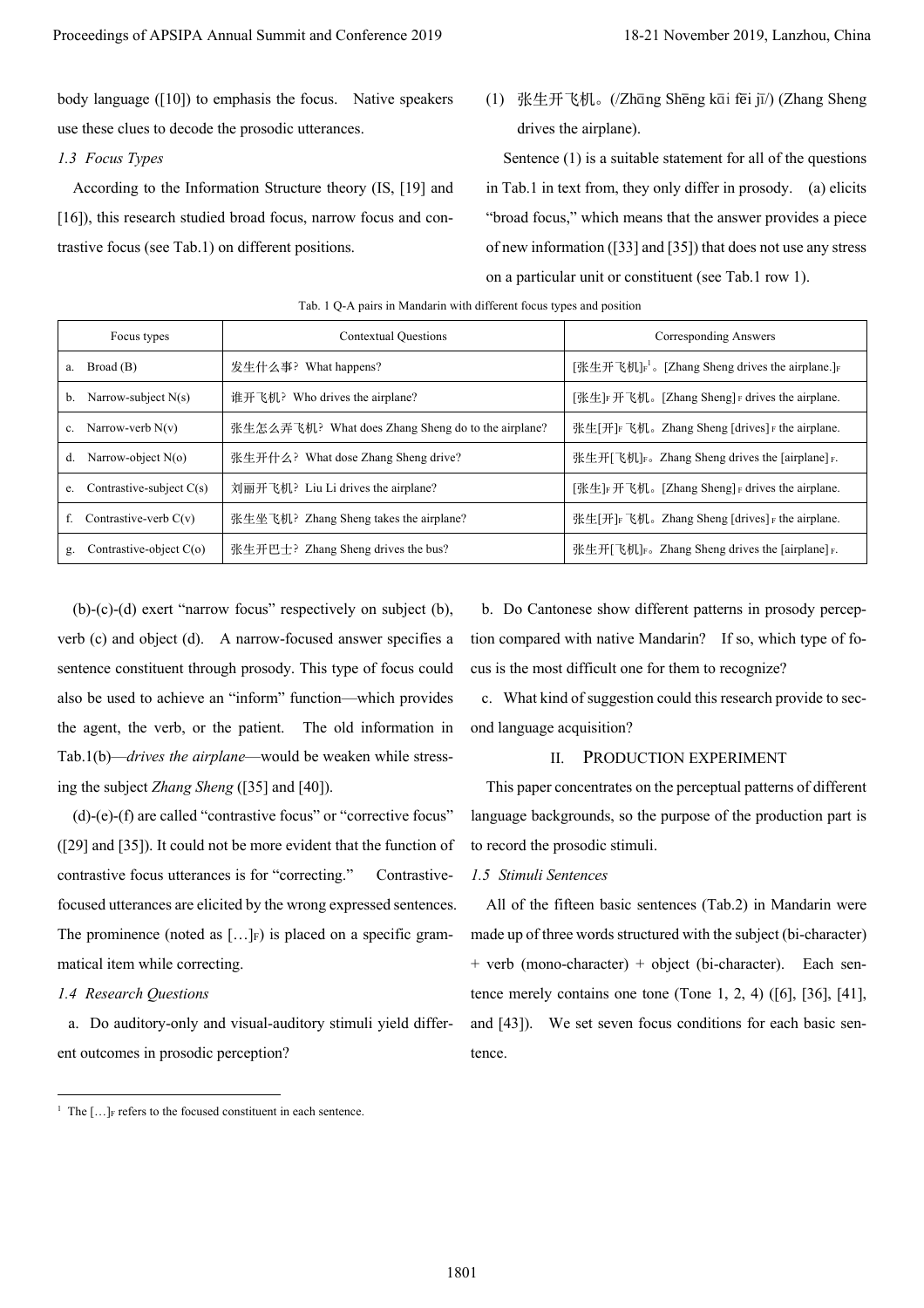body language ([10]) to emphasis the focus. Native speakers use these clues to decode the prosodic utterances.

### *1.3 Focus Types*

According to the Information Structure theory (IS, [19] and [16]), this research studied broad focus, narrow focus and contrastive focus (see Tab.1) on different positions.

(1) 张生开飞机。(/Zhāng Shēng kāi fēi jī/) (Zhang Sheng drives the airplane).

Sentence (1) is a suitable statement for all of the questions in Tab.1 in text from, they only differ in prosody. (a) elicits "broad focus," which means that the answer provides a piece of new information ([33] and [35]) that does not use any stress on a particular unit or constituent (see Tab.1 row 1).

Tab. 1 Q-A pairs in Mandarin with different focus types and position

| Focus types | Contextual Questions | Corresponding Answers |
|---|---|---|
| a. Broad (B) | 发生什么事？ What happens? | [张生开飞机]$_F$[1]。[Zhang Sheng drives the airplane.]$_F$ |
| b. Narrow-subject N(s) | 谁开飞机？ Who drives the airplane? | [张生]$_F$ 开飞机。[Zhang Sheng]$_F$ drives the airplane. |
| c. Narrow-verb N(v) | 张生怎么弄飞机？ What does Zhang Sheng do to the airplane? | 张生[开]$_F$ 飞机。Zhang Sheng [drives]$_F$ the airplane. |
| d. Narrow-object N(o) | 张生开什么？ What dose Zhang Sheng drive? | 张生开[飞机]$_F$。Zhang Sheng drives the [airplane]$_F$. |
| e. Contrastive-subject C(s) | 刘丽开飞机？ Liu Li drives the airplane? | [张生]$_F$ 开飞机。[Zhang Sheng]$_F$ drives the airplane. |
| f. Contrastive-verb C(v) | 张生坐飞机？ Zhang Sheng takes the airplane? | 张生[开]$_F$ 飞机。Zhang Sheng [drives]$_F$ the airplane. |
| g. Contrastive-object C(o) | 张生开巴士？ Zhang Sheng drives the bus? | 张生开[飞机]$_F$。Zhang Sheng drives the [airplane]$_F$. |

(b)-(c)-(d) exert "narrow focus" respectively on subject (b), verb (c) and object (d). A narrow-focused answer specifies a sentence constituent through prosody. This type of focus could also be used to achieve an "inform" function—which provides the agent, the verb, or the patient. The old information in Tab.1(b)—*drives the airplane*—would be weaken while stressing the subject *Zhang Sheng* ([35] and [40]).

(d)-(e)-(f) are called "contrastive focus" or "corrective focus" ([29] and [35]). It could not be more evident that the function of contrastive focus utterances is for "correcting." Contrastive-focused utterances are elicited by the wrong expressed sentences. The prominence (noted as […]$_F$) is placed on a specific grammatical item while correcting.

### *1.4 Research Questions*

a. Do auditory-only and visual-auditory stimuli yield different outcomes in prosodic perception?

b. Do Cantonese show different patterns in prosody perception compared with native Mandarin? If so, which type of focus is the most difficult one for them to recognize?

c. What kind of suggestion could this research provide to second language acquisition?

## II. Production Experiment

This paper concentrates on the perceptual patterns of different language backgrounds, so the purpose of the production part is to record the prosodic stimuli.

### *1.5 Stimuli Sentences*

All of the fifteen basic sentences (Tab.2) in Mandarin were made up of three words structured with the subject (bi-character) + verb (mono-character) + object (bi-character). Each sentence merely contains one tone (Tone 1, 2, 4) ([6], [36], [41], and [43]). We set seven focus conditions for each basic sentence.

---

[1] The […]$_F$ refers to the focused constituent in each sentence.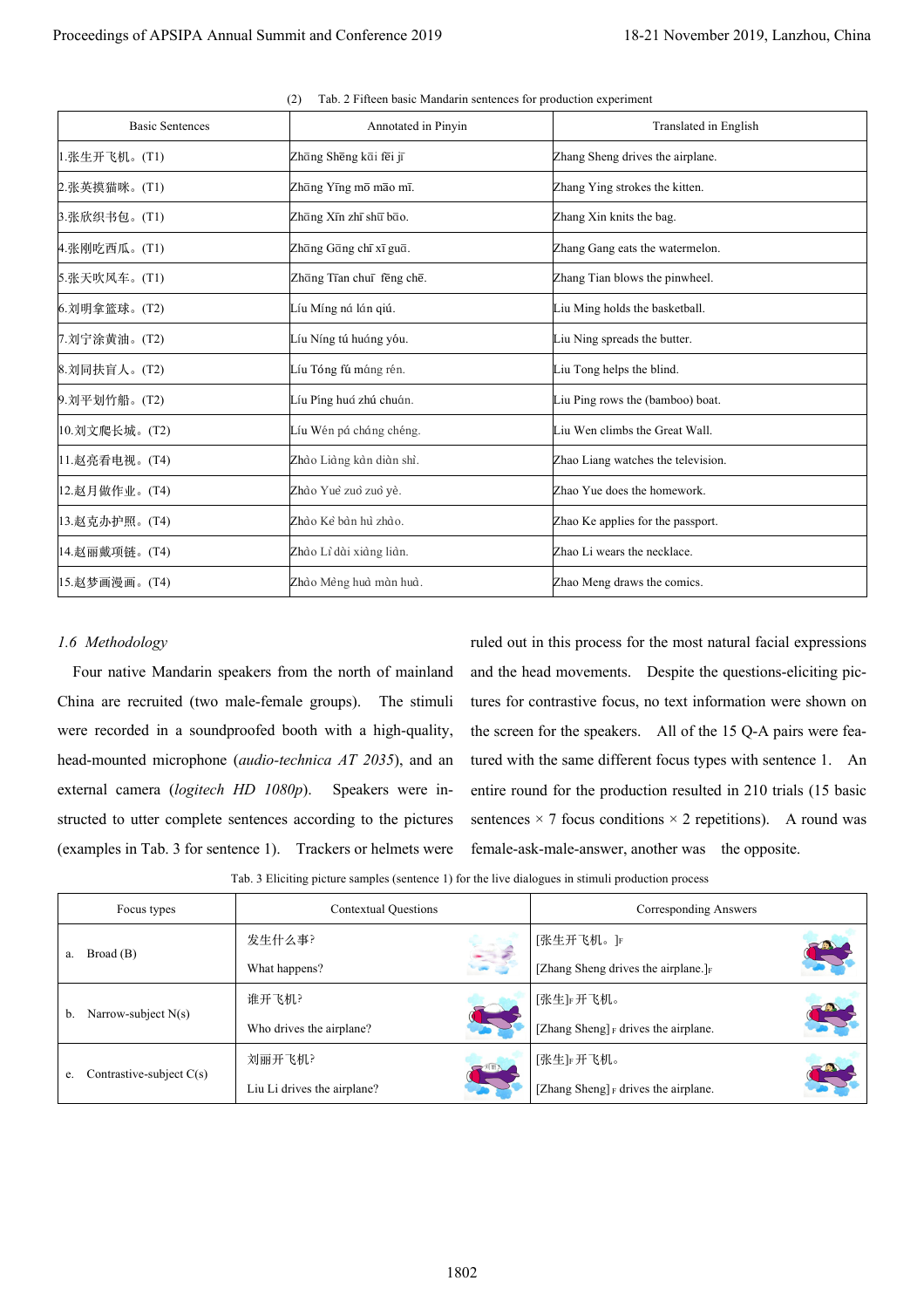(2) Tab. 2 Fifteen basic Mandarin sentences for production experiment

| Basic Sentences | Annotated in Pinyin | Translated in English |
|---|---|---|
| 1.张生开飞机。(T1) | Zhāng Shēng kāi fēi jī | Zhang Sheng drives the airplane. |
| 2.张英摸猫咪。(T1) | Zhāng Yīng mō māo mī. | Zhang Ying strokes the kitten. |
| 3.张欣织书包。(T1) | Zhāng Xīn zhī shū bāo. | Zhang Xin knits the bag. |
| 4.张刚吃西瓜。(T1) | Zhāng Gāng chī xī guā. | Zhang Gang eats the watermelon. |
| 5.张天吹风车。(T1) | Zhāng Tiān chuī fēng chē. | Zhang Tian blows the pinwheel. |
| 6.刘明拿篮球。(T2) | Líu Míng ná lán qiú. | Liu Ming holds the basketball. |
| 7.刘宁涂黄油。(T2) | Líu Níng tú huáng yóu. | Liu Ning spreads the butter. |
| 8.刘同扶盲人。(T2) | Líu Tóng fú máng rén. | Liu Tong helps the blind. |
| 9.刘平划竹船。(T2) | Líu Píng huá zhú chuán. | Liu Ping rows the (bamboo) boat. |
| 10.刘文爬长城。(T2) | Líu Wén pá cháng chéng. | Liu Wen climbs the Great Wall. |
| 11.赵亮看电视。(T4) | Zhào Liàng kàn diàn shì. | Zhao Liang watches the television. |
| 12.赵月做作业。(T4) | Zhào Yuè zuò zuò yè. | Zhao Yue does the homework. |
| 13.赵克办护照。(T4) | Zhào Kè bàn hù zhào. | Zhao Ke applies for the passport. |
| 14.赵丽戴项链。(T4) | Zhào Lì dài xiàng liàn. | Zhao Li wears the necklace. |
| 15.赵梦画漫画。(T4) | Zhào Mèng huà màn huà. | Zhao Meng draws the comics. |

### *1.6 Methodology*

Four native Mandarin speakers from the north of mainland China are recruited (two male-female groups). The stimuli were recorded in a soundproofed booth with a high-quality, head-mounted microphone (*audio-technica AT 2035*), and an external camera (*logitech HD 1080p*). Speakers were instructed to utter complete sentences according to the pictures (examples in Tab. 3 for sentence 1). Trackers or helmets were ruled out in this process for the most natural facial expressions and the head movements. Despite the questions-eliciting pictures for contrastive focus, no text information were shown on the screen for the speakers. All of the 15 Q-A pairs were featured with the same different focus types with sentence 1. An entire round for the production resulted in 210 trials (15 basic sentences × 7 focus conditions × 2 repetitions). A round was female-ask-male-answer, another was the opposite.

Tab. 3 Eliciting picture samples (sentence 1) for the live dialogues in stimuli production process

| Focus types | Contextual Questions | Corresponding Answers |
|---|---|---|
| a. Broad (B) | 发生什么事?<br>What happens? | [张生开飞机。]F<br>[Zhang Sheng drives the airplane.]F |
| b. Narrow-subject N(s) | 谁开飞机?<br>Who drives the airplane? | [张生]F 开飞机。<br>[Zhang Sheng] F drives the airplane. |
| e. Contrastive-subject C(s) | 刘丽开飞机?<br>Liu Li drives the airplane? | [张生]F 开飞机。<br>[Zhang Sheng] F drives the airplane. |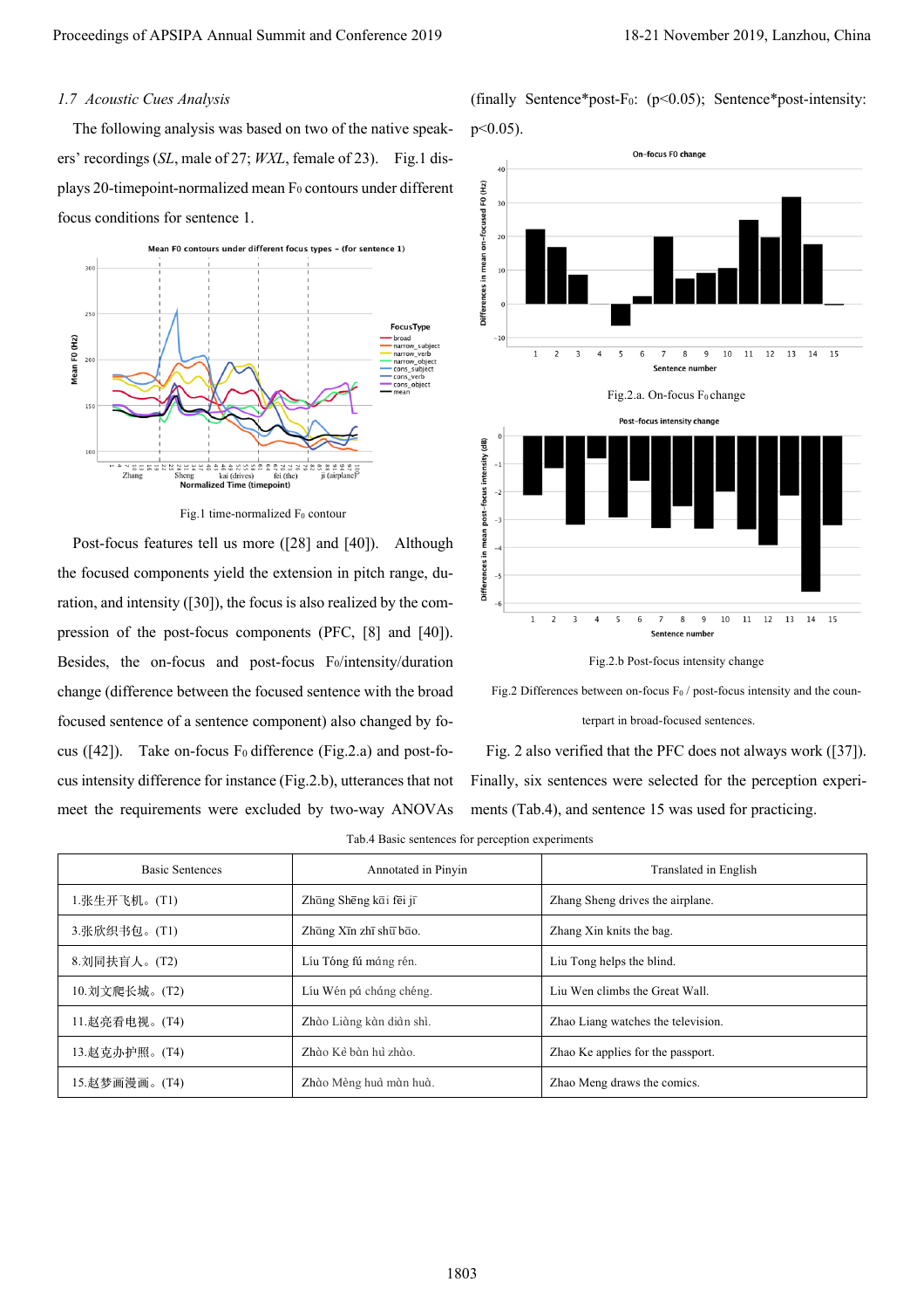### 1.7 Acoustic Cues Analysis

The following analysis was based on two of the native speakers' recordings (*SL*, male of 27; *WXL*, female of 23). Fig.1 displays 20-timepoint-normalized mean $F_0$ contours under different focus conditions for sentence 1.

Fig.1 time-normalized $F_0$ contour

Post-focus features tell us more ([28] and [40]). Although the focused components yield the extension in pitch range, duration, and intensity ([30]), the focus is also realized by the compression of the post-focus components (PFC, [8] and [40]). Besides, the on-focus and post-focus $F_0$/intensity/duration change (difference between the focused sentence with the broad focused sentence of a sentence component) also changed by focus ([42]). Take on-focus $F_0$ difference (Fig.2.a) and post-focus intensity difference for instance (Fig.2.b), utterances that not meet the requirements were excluded by two-way ANOVAs (finally Sentence*post-$F_0$: ($p<0.05$); Sentence*post-intensity: $p<0.05$).

Fig.2.a. On-focus $F_0$ change

Fig.2.b Post-focus intensity change

Fig.2 Differences between on-focus $F_0$ / post-focus intensity and the counterpart in broad-focused sentences.

Fig. 2 also verified that the PFC does not always work ([37]). Finally, six sentences were selected for the perception experiments (Tab.4), and sentence 15 was used for practicing.

Tab.4 Basic sentences for perception experiments

| Basic Sentences | Annotated in Pinyin | Translated in English |
|---|---|---|
| 1.张生开飞机。(T1) | Zhāng Shēng kāi fēi jī | Zhang Sheng drives the airplane. |
| 3.张欣织书包。(T1) | Zhāng Xīn zhī shū bāo. | Zhang Xin knits the bag. |
| 8.刘同扶盲人。(T2) | Líu Tóng fú máng rén. | Liu Tong helps the blind. |
| 10.刘文爬长城。(T2) | Líu Wén pá cháng chéng. | Liu Wen climbs the Great Wall. |
| 11.赵亮看电视。(T4) | Zhào Liàng kàn diàn shì. | Zhao Liang watches the television. |
| 13.赵克办护照。(T4) | Zhào Kè bàn hù zhào. | Zhao Ke applies for the passport. |
| 15.赵梦画漫画。(T4) | Zhào Mèng huà màn huà. | Zhao Meng draws the comics. |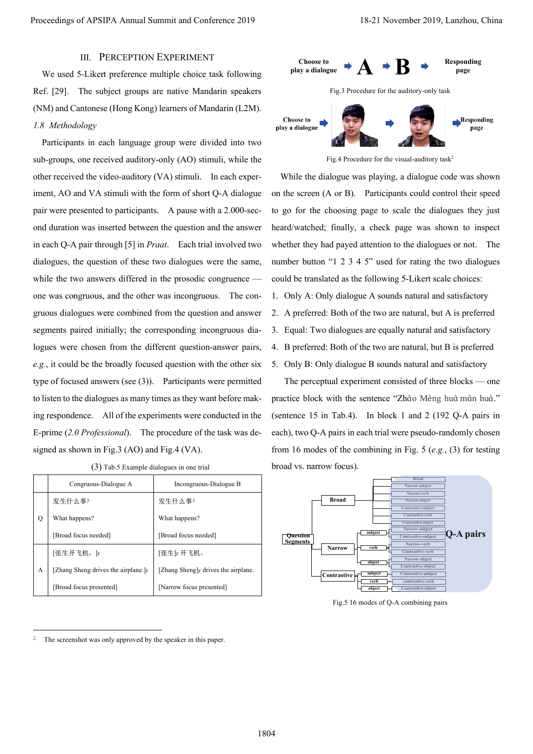## III. PERCEPTION EXPERIMENT

We used 5-Likert preference multiple choice task following Ref. [29]. The subject groups are native Mandarin speakers (NM) and Cantonese (Hong Kong) learners of Mandarin (L2M).

*1.8 Methodology*

Participants in each language group were divided into two sub-groups, one received auditory-only (AO) stimuli, while the other received the video-auditory (VA) stimuli. In each experiment, AO and VA stimuli with the form of short Q-A dialogue pair were presented to participants. A pause with a 2.000-second duration was inserted between the question and the answer in each Q-A pair through [5] in *Praat*. Each trial involved two dialogues, the question of these two dialogues were the same, while the two answers differed in the prosodic congruence — one was congruous, and the other was incongruous. The congruous dialogues were combined from the question and answer segments paired initially; the corresponding incongruous dialogues were chosen from the different question-answer pairs, *e.g.*, it could be the broadly focused question with the other six type of focused answers (see (3)). Participants were permitted to listen to the dialogues as many times as they want before making respondence. All of the experiments were conducted in the E-prime (*2.0 Professional*). The procedure of the task was designed as shown in Fig.3 (AO) and Fig.4 (VA).

(3) Tab.5 Example dialogues in one trial

| | Congruous-Dialogue A | Incongruous-Dialogue B |
|---|---|---|
| Q | 发生什么事?<br>What happens?<br>[Broad focus needed] | 发生什么事?<br>What happens?<br>[Broad focus needed] |
| A | [张生开飞机。]F<br>[Zhang Sheng drives the airplane.]F<br>[Broad focus presented] | [张生]F 开飞机。<br>[Zhang Sheng]F drives the airplane.<br>[Narrow focus presented] |

Choose to play a dialogue → A → B → Responding page

Fig.3 Procedure for the auditory-only task

Choose to play a dialogue → → → Responding page

Fig.4 Procedure for the visual-auditory task[2]

While the dialogue was playing, a dialogue code was shown on the screen (A or B). Participants could control their speed to go for the choosing page to scale the dialogues they just heard/watched; finally, a check page was shown to inspect whether they had payed attention to the dialogues or not. The number button "1 2 3 4 5" used for rating the two dialogues could be translated as the following 5-Likert scale choices:

1. Only A: Only dialogue A sounds natural and satisfactory
2. A preferred: Both of the two are natural, but A is preferred
3. Equal: Two dialogues are equally natural and satisfactory
4. B preferred: Both of the two are natural, but B is preferred
5. Only B: Only dialogue B sounds natural and satisfactory

The perceptual experiment consisted of three blocks — one practice block with the sentence "Zhào Mèng huà màn huà." (sentence 15 in Tab.4). In block 1 and 2 (192 Q-A pairs in each), two Q-A pairs in each trial were pseudo-randomly chosen from 16 modes of the combining in Fig. 5 (*e.g.*, (3) for testing broad vs. narrow focus).

Question Segments → Broad → Broad, Narrow-subject, Narrow-verb, Narrow-object, Contrastive-subject, Contrastive-verb, Contrastive-object
Question Segments → Narrow → subject → Narrow-subject, Contrastive-subject; verb → Narrow-verb, Contrastive-verb; object → Narrow-object, Contrastive-object
Question Segments → Contrastive → subject → Contrastive-subject; verb → contrastive-verb; object → Contrastive-object
Q-A pairs

Fig.5 16 modes of Q-A combining pairs

[2] The screenshot was only approved by the speaker in this paper.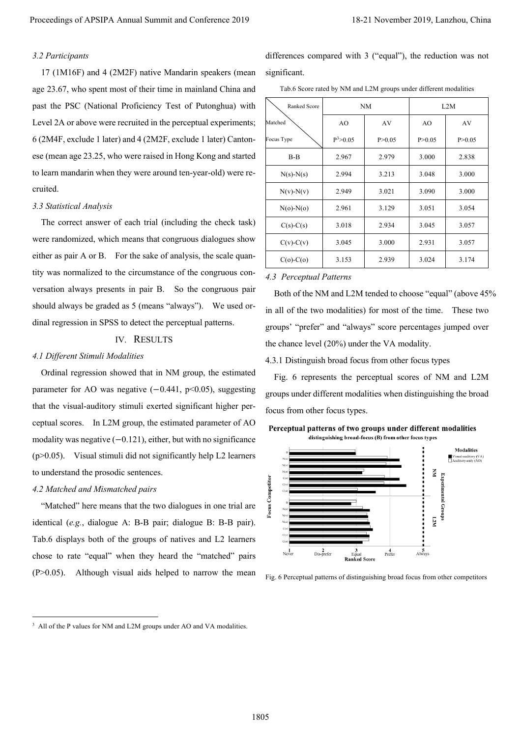### 3.2 Participants

17 (1M16F) and 4 (2M2F) native Mandarin speakers (mean age 23.67, who spent most of their time in mainland China and past the PSC (National Proficiency Test of Putonghua) with Level 2A or above were recruited in the perceptual experiments; 6 (2M4F, exclude 1 later) and 4 (2M2F, exclude 1 later) Cantonese (mean age 23.25, who were raised in Hong Kong and started to learn mandarin when they were around ten-year-old) were recruited.

### 3.3 Statistical Analysis

The correct answer of each trial (including the check task) were randomized, which means that congruous dialogues show either as pair A or B. For the sake of analysis, the scale quantity was normalized to the circumstance of the congruous conversation always presents in pair B. So the congruous pair should always be graded as 5 (means "always"). We used ordinal regression in SPSS to detect the perceptual patterns.

## IV. Results

### 4.1 Different Stimuli Modalities

Ordinal regression showed that in NM group, the estimated parameter for AO was negative (−0.441, $p<0.05$), suggesting that the visual-auditory stimuli exerted significant higher perceptual scores. In L2M group, the estimated parameter of AO modality was negative (−0.121), either, but with no significance ($p>0.05$). Visual stimuli did not significantly help L2 learners to understand the prosodic sentences.

### 4.2 Matched and Mismatched pairs

"Matched" here means that the two dialogues in one trial are identical (*e.g.*, dialogue A: B-B pair; dialogue B: B-B pair). Tab.6 displays both of the groups of natives and L2 learners chose to rate "equal" when they heard the "matched" pairs ($P>0.05$). Although visual aids helped to narrow the mean differences compared with 3 ("equal"), the reduction was not significant.

Tab.6 Score rated by NM and L2M groups under different modalities

| Ranked Score / Matched Focus Type | NM | | L2M | |
|---|---|---|---|---|
| | AO | AV | AO | AV |
| | P[3]>0.05 | P>0.05 | P>0.05 | P>0.05 |
| B-B | 2.967 | 2.979 | 3.000 | 2.838 |
| N(s)-N(s) | 2.994 | 3.213 | 3.048 | 3.000 |
| N(v)-N(v) | 2.949 | 3.021 | 3.090 | 3.000 |
| N(o)-N(o) | 2.961 | 3.129 | 3.051 | 3.054 |
| C(s)-C(s) | 3.018 | 2.934 | 3.045 | 3.057 |
| C(v)-C(v) | 3.045 | 3.000 | 2.931 | 3.057 |
| C(o)-C(o) | 3.153 | 2.939 | 3.024 | 3.174 |

### 4.3 Perceptual Patterns

Both of the NM and L2M tended to choose "equal" (above 45% in all of the two modalities) for most of the time. These two groups' "prefer" and "always" score percentages jumped over the chance level (20%) under the VA modality.

4.3.1 Distinguish broad focus from other focus types

Fig. 6 represents the perceptual scores of NM and L2M groups under different modalities when distinguishing the broad focus from other focus types.

Fig. 6 Perceptual patterns of distinguishing broad focus from other competitors

[3] All of the P values for NM and L2M groups under AO and VA modalities.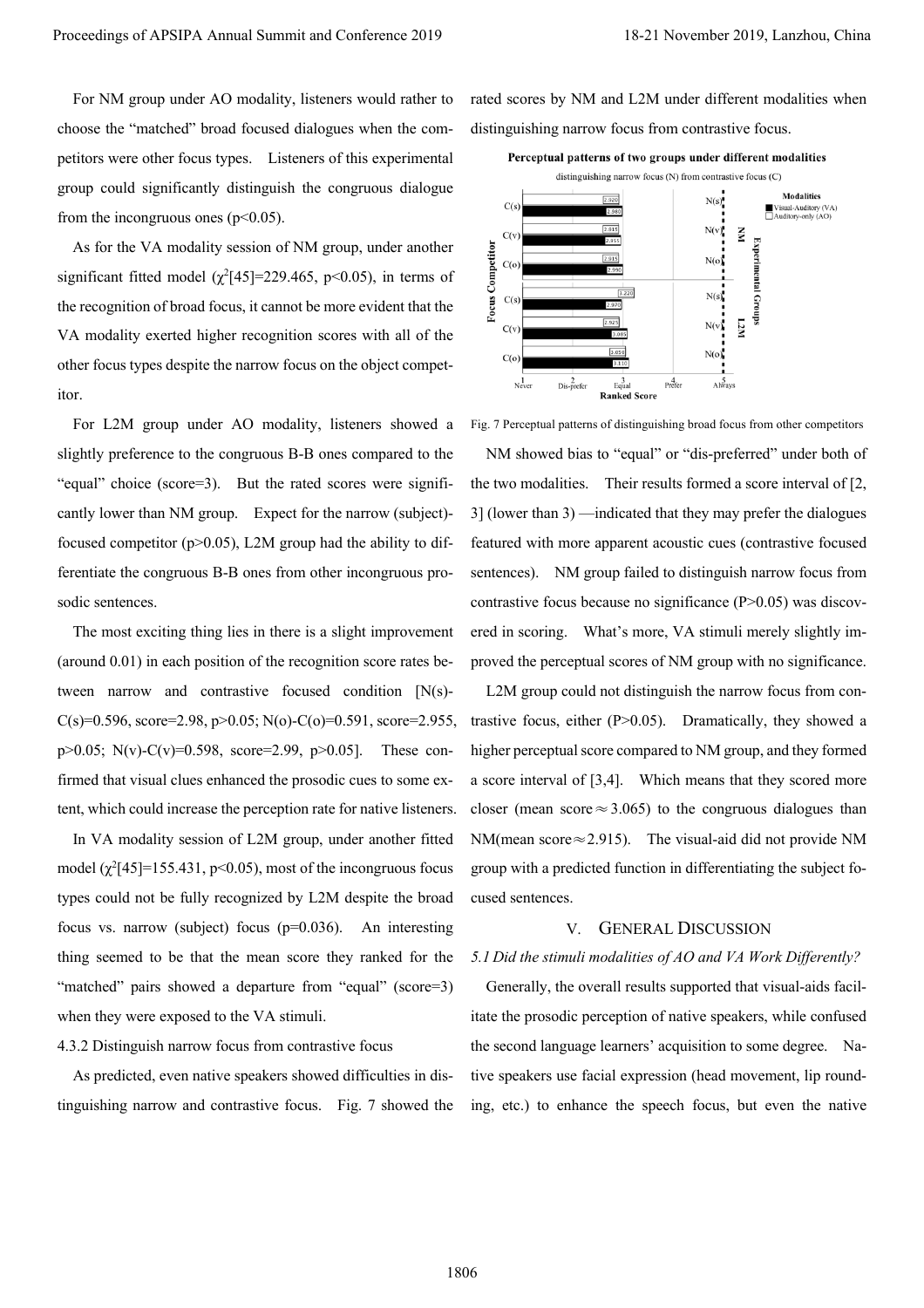For NM group under AO modality, listeners would rather to choose the "matched" broad focused dialogues when the competitors were other focus types. Listeners of this experimental group could significantly distinguish the congruous dialogue from the incongruous ones ($p<0.05$).

As for the VA modality session of NM group, under another significant fitted model ($\chi^2[45]=229.465$, $p<0.05$), in terms of the recognition of broad focus, it cannot be more evident that the VA modality exerted higher recognition scores with all of the other focus types despite the narrow focus on the object competitor.

For L2M group under AO modality, listeners showed a slightly preference to the congruous B-B ones compared to the "equal" choice (score=3). But the rated scores were significantly lower than NM group. Expect for the narrow (subject)-focused competitor ($p>0.05$), L2M group had the ability to differentiate the congruous B-B ones from other incongruous prosodic sentences.

The most exciting thing lies in there is a slight improvement (around 0.01) in each position of the recognition score rates between narrow and contrastive focused condition [N(s)-C(s)=0.596, score=2.98, $p>0.05$; N(o)-C(o)=0.591, score=2.955, $p>0.05$; N(v)-C(v)=0.598, score=2.99, $p>0.05$]. These confirmed that visual clues enhanced the prosodic cues to some extent, which could increase the perception rate for native listeners.

In VA modality session of L2M group, under another fitted model ($\chi^2[45]=155.431$, $p<0.05$), most of the incongruous focus types could not be fully recognized by L2M despite the broad focus vs. narrow (subject) focus ($p=0.036$). An interesting thing seemed to be that the mean score they ranked for the "matched" pairs showed a departure from "equal" (score=3) when they were exposed to the VA stimuli.

4.3.2 Distinguish narrow focus from contrastive focus

As predicted, even native speakers showed difficulties in distinguishing narrow and contrastive focus. Fig. 7 showed the rated scores by NM and L2M under different modalities when distinguishing narrow focus from contrastive focus.

Fig. 7 Perceptual patterns of distinguishing broad focus from other competitors

NM showed bias to "equal" or "dis-preferred" under both of the two modalities. Their results formed a score interval of [2, 3] (lower than 3) —indicated that they may prefer the dialogues featured with more apparent acoustic cues (contrastive focused sentences). NM group failed to distinguish narrow focus from contrastive focus because no significance ($P>0.05$) was discovered in scoring. What's more, VA stimuli merely slightly improved the perceptual scores of NM group with no significance.

L2M group could not distinguish the narrow focus from contrastive focus, either ($P>0.05$). Dramatically, they showed a higher perceptual score compared to NM group, and they formed a score interval of [3,4]. Which means that they scored more closer (mean score$\approx$3.065) to the congruous dialogues than NM(mean score$\approx$2.915). The visual-aid did not provide NM group with a predicted function in differentiating the subject focused sentences.

## V. General Discussion

### *5.1 Did the stimuli modalities of AO and VA Work Differently?*

Generally, the overall results supported that visual-aids facilitate the prosodic perception of native speakers, while confused the second language learners' acquisition to some degree. Native speakers use facial expression (head movement, lip rounding, etc.) to enhance the speech focus, but even the native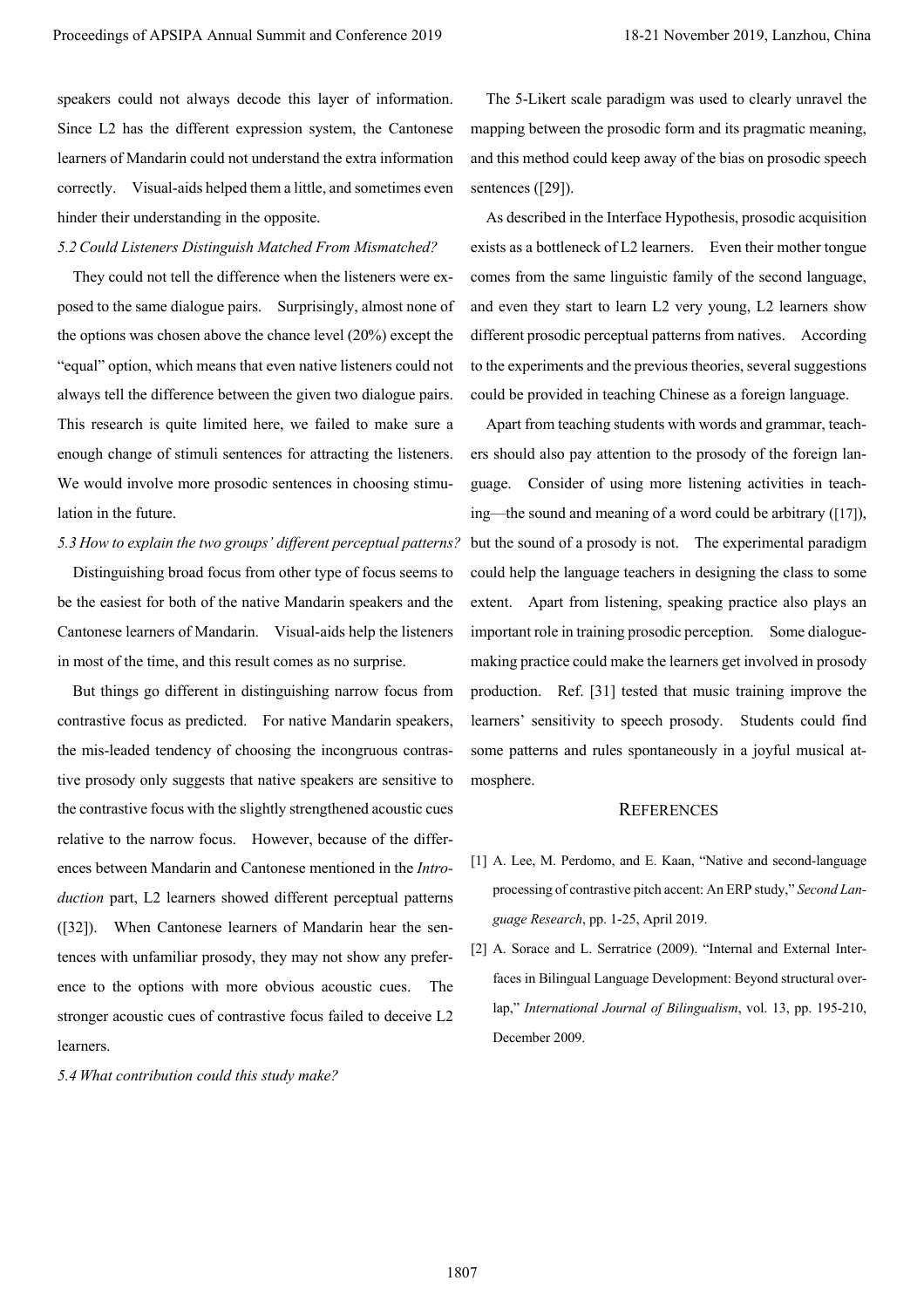speakers could not always decode this layer of information. Since L2 has the different expression system, the Cantonese learners of Mandarin could not understand the extra information correctly. Visual-aids helped them a little, and sometimes even hinder their understanding in the opposite.

*5.2 Could Listeners Distinguish Matched From Mismatched?*

They could not tell the difference when the listeners were exposed to the same dialogue pairs. Surprisingly, almost none of the options was chosen above the chance level (20%) except the "equal" option, which means that even native listeners could not always tell the difference between the given two dialogue pairs. This research is quite limited here, we failed to make sure a enough change of stimuli sentences for attracting the listeners. We would involve more prosodic sentences in choosing stimulation in the future.

*5.3 How to explain the two groups' different perceptual patterns?*

Distinguishing broad focus from other type of focus seems to be the easiest for both of the native Mandarin speakers and the Cantonese learners of Mandarin. Visual-aids help the listeners in most of the time, and this result comes as no surprise.

But things go different in distinguishing narrow focus from contrastive focus as predicted. For native Mandarin speakers, the mis-leaded tendency of choosing the incongruous contrastive prosody only suggests that native speakers are sensitive to the contrastive focus with the slightly strengthened acoustic cues relative to the narrow focus. However, because of the differences between Mandarin and Cantonese mentioned in the *Introduction* part, L2 learners showed different perceptual patterns ([32]). When Cantonese learners of Mandarin hear the sentences with unfamiliar prosody, they may not show any preference to the options with more obvious acoustic cues. The stronger acoustic cues of contrastive focus failed to deceive L2 learners.

*5.4 What contribution could this study make?*

The 5-Likert scale paradigm was used to clearly unravel the mapping between the prosodic form and its pragmatic meaning, and this method could keep away of the bias on prosodic speech sentences ([29]).

As described in the Interface Hypothesis, prosodic acquisition exists as a bottleneck of L2 learners. Even their mother tongue comes from the same linguistic family of the second language, and even they start to learn L2 very young, L2 learners show different prosodic perceptual patterns from natives. According to the experiments and the previous theories, several suggestions could be provided in teaching Chinese as a foreign language.

Apart from teaching students with words and grammar, teachers should also pay attention to the prosody of the foreign language. Consider of using more listening activities in teaching—the sound and meaning of a word could be arbitrary ([17]), but the sound of a prosody is not. The experimental paradigm could help the language teachers in designing the class to some extent. Apart from listening, speaking practice also plays an important role in training prosodic perception. Some dialogue-making practice could make the learners get involved in prosody production. Ref. [31] tested that music training improve the learners' sensitivity to speech prosody. Students could find some patterns and rules spontaneously in a joyful musical atmosphere.

## REFERENCES

[1] A. Lee, M. Perdomo, and E. Kaan, "Native and second-language processing of contrastive pitch accent: An ERP study," *Second Language Research*, pp. 1-25, April 2019.

[2] A. Sorace and L. Serratrice (2009). "Internal and External Interfaces in Bilingual Language Development: Beyond structural overlap," *International Journal of Bilingualism*, vol. 13, pp. 195-210, December 2009.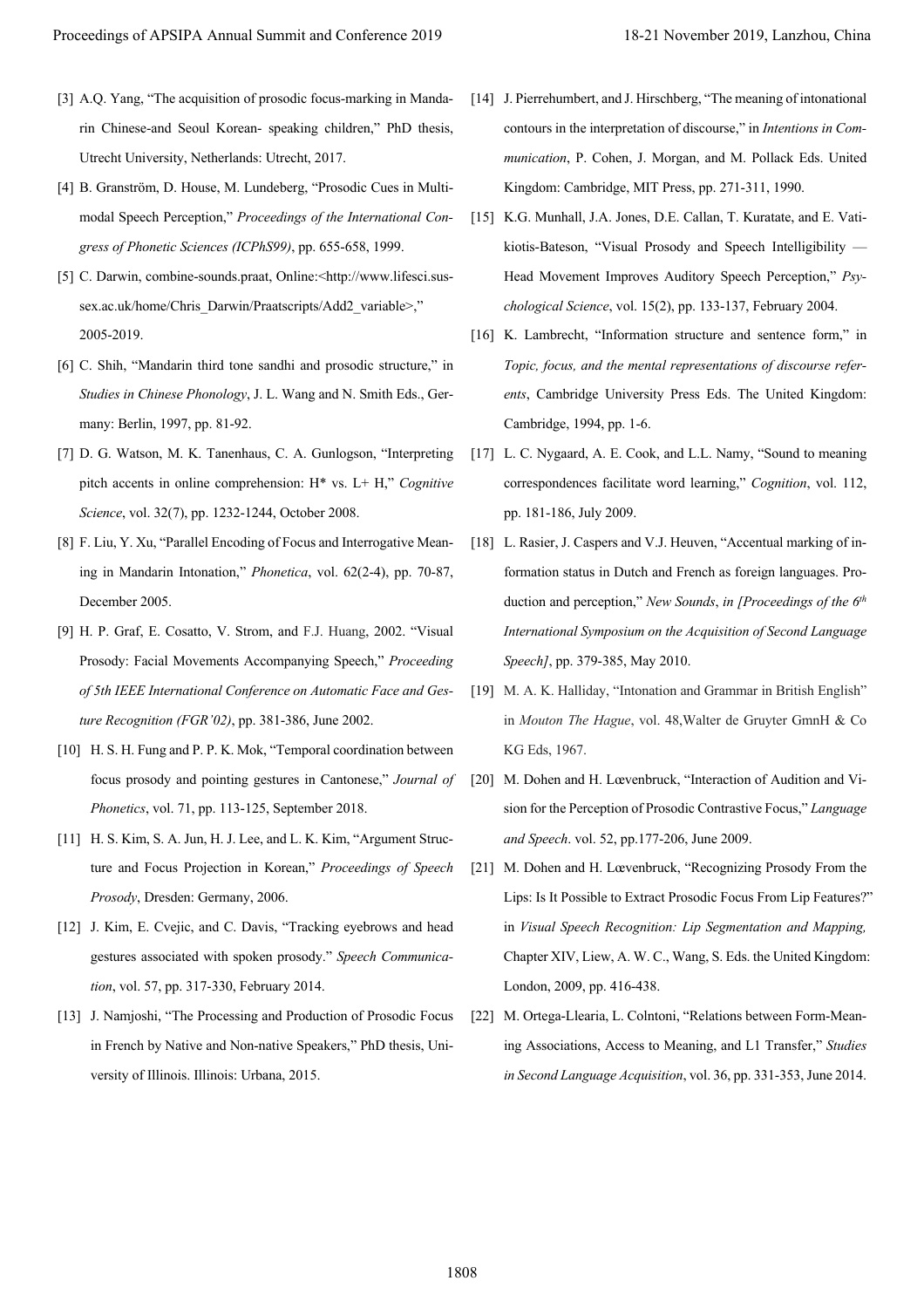[3] A.Q. Yang, "The acquisition of prosodic focus-marking in Mandarin Chinese-and Seoul Korean- speaking children," PhD thesis, Utrecht University, Netherlands: Utrecht, 2017.

[4] B. Granström, D. House, M. Lundeberg, "Prosodic Cues in Multimodal Speech Perception," *Proceedings of the International Congress of Phonetic Sciences (ICPhS99)*, pp. 655-658, 1999.

[5] C. Darwin, combine-sounds.praat, Online:<http://www.lifesci.sussex.ac.uk/home/Chris_Darwin/Praatscripts/Add2_variable>," 2005-2019.

[6] C. Shih, "Mandarin third tone sandhi and prosodic structure," in *Studies in Chinese Phonology*, J. L. Wang and N. Smith Eds., Germany: Berlin, 1997, pp. 81-92.

[7] D. G. Watson, M. K. Tanenhaus, C. A. Gunlogson, "Interpreting pitch accents in online comprehension: H* vs. L+ H," *Cognitive Science*, vol. 32(7), pp. 1232-1244, October 2008.

[8] F. Liu, Y. Xu, "Parallel Encoding of Focus and Interrogative Meaning in Mandarin Intonation," *Phonetica*, vol. 62(2-4), pp. 70-87, December 2005.

[9] H. P. Graf, E. Cosatto, V. Strom, and F.J. Huang, 2002. "Visual Prosody: Facial Movements Accompanying Speech," *Proceeding of 5th IEEE International Conference on Automatic Face and Gesture Recognition (FGR'02)*, pp. 381-386, June 2002.

[10] H. S. H. Fung and P. P. K. Mok, "Temporal coordination between focus prosody and pointing gestures in Cantonese," *Journal of Phonetics*, vol. 71, pp. 113-125, September 2018.

[11] H. S. Kim, S. A. Jun, H. J. Lee, and L. K. Kim, "Argument Structure and Focus Projection in Korean," *Proceedings of Speech Prosody*, Dresden: Germany, 2006.

[12] J. Kim, E. Cvejic, and C. Davis, "Tracking eyebrows and head gestures associated with spoken prosody." *Speech Communication*, vol. 57, pp. 317-330, February 2014.

[13] J. Namjoshi, "The Processing and Production of Prosodic Focus in French by Native and Non-native Speakers," PhD thesis, University of Illinois. Illinois: Urbana, 2015.

[14] J. Pierrehumbert, and J. Hirschberg, "The meaning of intonational contours in the interpretation of discourse," in *Intentions in Communication*, P. Cohen, J. Morgan, and M. Pollack Eds. United Kingdom: Cambridge, MIT Press, pp. 271-311, 1990.

[15] K.G. Munhall, J.A. Jones, D.E. Callan, T. Kuratate, and E. Vatikiotis-Bateson, "Visual Prosody and Speech Intelligibility — Head Movement Improves Auditory Speech Perception," *Psychological Science*, vol. 15(2), pp. 133-137, February 2004.

[16] K. Lambrecht, "Information structure and sentence form," in *Topic, focus, and the mental representations of discourse referents*, Cambridge University Press Eds. The United Kingdom: Cambridge, 1994, pp. 1-6.

[17] L. C. Nygaard, A. E. Cook, and L.L. Namy, "Sound to meaning correspondences facilitate word learning," *Cognition*, vol. 112, pp. 181-186, July 2009.

[18] L. Rasier, J. Caspers and V.J. Heuven, "Accentual marking of information status in Dutch and French as foreign languages. Production and perception," *New Sounds*, *in [Proceedings of the 6th International Symposium on the Acquisition of Second Language Speech]*, pp. 379-385, May 2010.

[19] M. A. K. Halliday, "Intonation and Grammar in British English" in *Mouton The Hague*, vol. 48,Walter de Gruyter GmnH & Co KG Eds, 1967.

[20] M. Dohen and H. Lœvenbruck, "Interaction of Audition and Vision for the Perception of Prosodic Contrastive Focus," *Language and Speech*. vol. 52, pp.177-206, June 2009.

[21] M. Dohen and H. Lœvenbruck, "Recognizing Prosody From the Lips: Is It Possible to Extract Prosodic Focus From Lip Features?" in *Visual Speech Recognition: Lip Segmentation and Mapping,* Chapter XIV, Liew, A. W. C., Wang, S. Eds. the United Kingdom: London, 2009, pp. 416-438.

[22] M. Ortega-Llearia, L. Colntoni, "Relations between Form-Meaning Associations, Access to Meaning, and L1 Transfer," *Studies in Second Language Acquisition*, vol. 36, pp. 331-353, June 2014.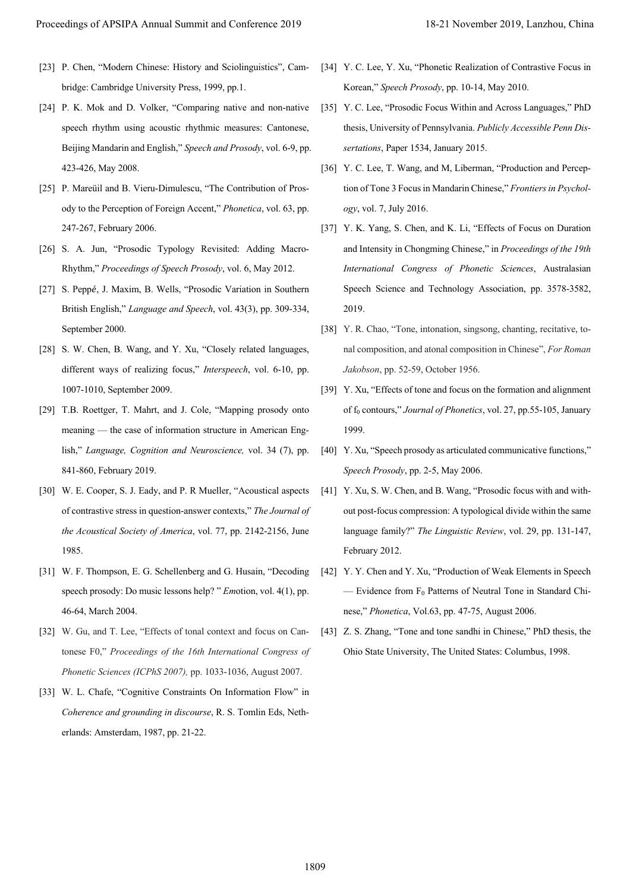[23] P. Chen, "Modern Chinese: History and Sciolinguistics", Cambridge: Cambridge University Press, 1999, pp.1.

[24] P. K. Mok and D. Volker, "Comparing native and non-native speech rhythm using acoustic rhythmic measures: Cantonese, Beijing Mandarin and English," *Speech and Prosody*, vol. 6-9, pp. 423-426, May 2008.

[25] P. Mareüil and B. Vieru-Dimulescu, "The Contribution of Prosody to the Perception of Foreign Accent," *Phonetica*, vol. 63, pp. 247-267, February 2006.

[26] S. A. Jun, "Prosodic Typology Revisited: Adding Macro-Rhythm," *Proceedings of Speech Prosody*, vol. 6, May 2012.

[27] S. Peppé, J. Maxim, B. Wells, "Prosodic Variation in Southern British English," *Language and Speech*, vol. 43(3), pp. 309-334, September 2000.

[28] S. W. Chen, B. Wang, and Y. Xu, "Closely related languages, different ways of realizing focus," *Interspeech*, vol. 6-10, pp. 1007-1010, September 2009.

[29] T.B. Roettger, T. Mahrt, and J. Cole, "Mapping prosody onto meaning — the case of information structure in American English," *Language, Cognition and Neuroscience,* vol. 34 (7), pp. 841-860, February 2019.

[30] W. E. Cooper, S. J. Eady, and P. R Mueller, "Acoustical aspects of contrastive stress in question-answer contexts," *The Journal of the Acoustical Society of America*, vol. 77, pp. 2142-2156, June 1985.

[31] W. F. Thompson, E. G. Schellenberg and G. Husain, "Decoding speech prosody: Do music lessons help? " *Em*otion, vol. 4(1), pp. 46-64, March 2004.

[32] W. Gu, and T. Lee, "Effects of tonal context and focus on Cantonese F0," *Proceedings of the 16th International Congress of Phonetic Sciences (ICPhS 2007),* pp. 1033-1036, August 2007.

[33] W. L. Chafe, "Cognitive Constraints On Information Flow" in *Coherence and grounding in discourse*, R. S. Tomlin Eds, Netherlands: Amsterdam, 1987, pp. 21-22.

[34] Y. C. Lee, Y. Xu, "Phonetic Realization of Contrastive Focus in Korean," *Speech Prosody*, pp. 10-14, May 2010.

[35] Y. C. Lee, "Prosodic Focus Within and Across Languages," PhD thesis, University of Pennsylvania. *Publicly Accessible Penn Dissertations*, Paper 1534, January 2015.

[36] Y. C. Lee, T. Wang, and M, Liberman, "Production and Perception of Tone 3 Focus in Mandarin Chinese," *Frontiers in Psychology*, vol. 7, July 2016.

[37] Y. K. Yang, S. Chen, and K. Li, "Effects of Focus on Duration and Intensity in Chongming Chinese," in *Proceedings of the 19th International Congress of Phonetic Sciences*, Australasian Speech Science and Technology Association, pp. 3578-3582, 2019.

[38] Y. R. Chao, "Tone, intonation, singsong, chanting, recitative, tonal composition, and atonal composition in Chinese", *For Roman Jakobson*, pp. 52-59, October 1956.

[39] Y. Xu, "Effects of tone and focus on the formation and alignment of $f_0$ contours," *Journal of Phonetics*, vol. 27, pp.55-105, January 1999.

[40] Y. Xu, "Speech prosody as articulated communicative functions," *Speech Prosody*, pp. 2-5, May 2006.

[41] Y. Xu, S. W. Chen, and B. Wang, "Prosodic focus with and without post-focus compression: A typological divide within the same language family?" *The Linguistic Review*, vol. 29, pp. 131-147, February 2012.

[42] Y. Y. Chen and Y. Xu, "Production of Weak Elements in Speech — Evidence from $F_0$ Patterns of Neutral Tone in Standard Chinese," *Phonetica*, Vol.63, pp. 47-75, August 2006.

[43] Z. S. Zhang, "Tone and tone sandhi in Chinese," PhD thesis, the Ohio State University, The United States: Columbus, 1998.